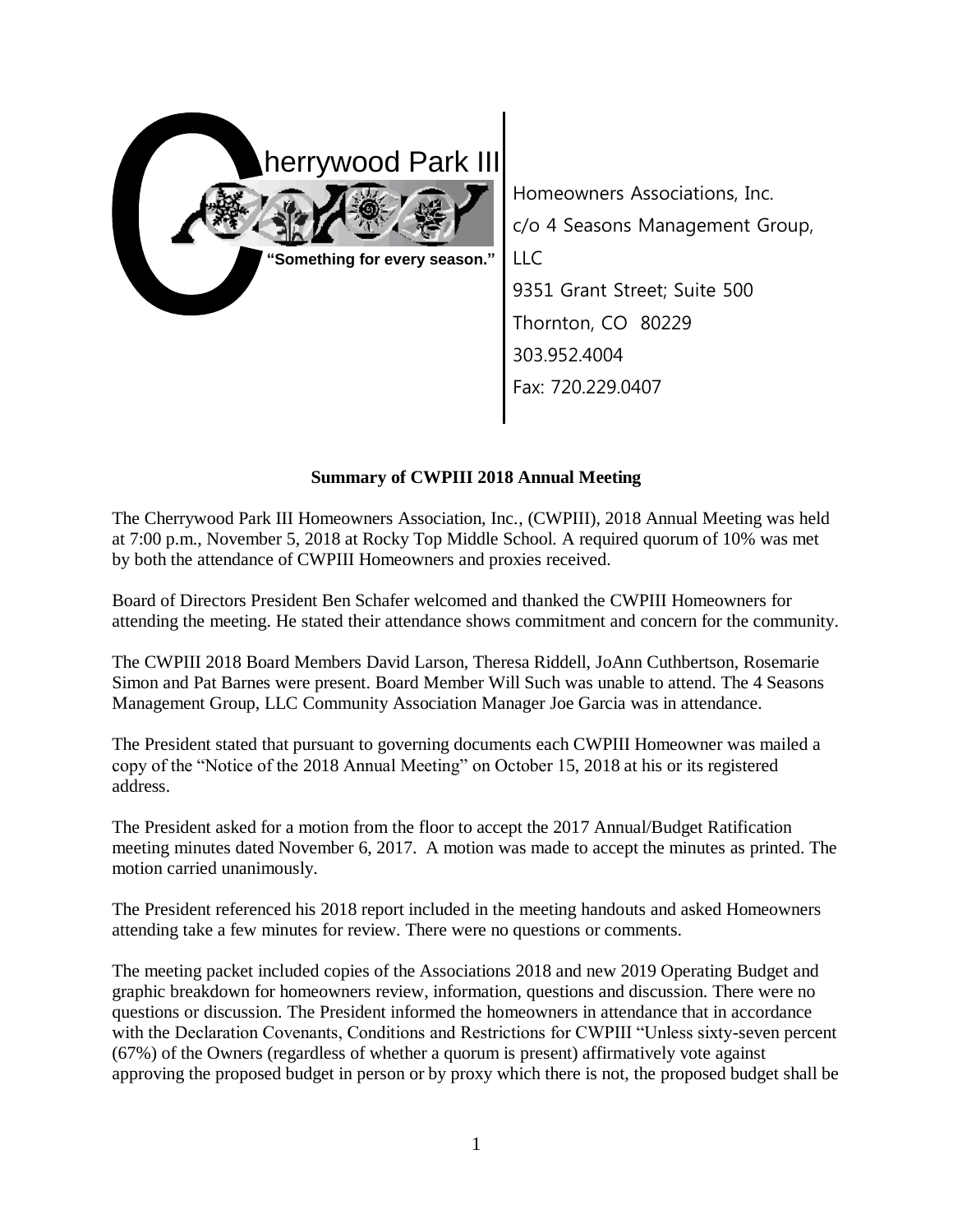Cherrywood Park III

**"Something for every season."**

Homeowners Associations, Inc.
c/o 4 Seasons Management Group, LLC
9351 Grant Street; Suite 500
Thornton, CO 80229
303.952.4004
Fax: 720.229.0407

**Summary of CWPIII 2018 Annual Meeting**

The Cherrywood Park III Homeowners Association, Inc., (CWPIII), 2018 Annual Meeting was held at 7:00 p.m., November 5, 2018 at Rocky Top Middle School. A required quorum of 10% was met by both the attendance of CWPIII Homeowners and proxies received.

Board of Directors President Ben Schafer welcomed and thanked the CWPIII Homeowners for attending the meeting. He stated their attendance shows commitment and concern for the community.

The CWPIII 2018 Board Members David Larson, Theresa Riddell, JoAnn Cuthbertson, Rosemarie Simon and Pat Barnes were present. Board Member Will Such was unable to attend. The 4 Seasons Management Group, LLC Community Association Manager Joe Garcia was in attendance.

The President stated that pursuant to governing documents each CWPIII Homeowner was mailed a copy of the "Notice of the 2018 Annual Meeting" on October 15, 2018 at his or its registered address.

The President asked for a motion from the floor to accept the 2017 Annual/Budget Ratification meeting minutes dated November 6, 2017. A motion was made to accept the minutes as printed. The motion carried unanimously.

The President referenced his 2018 report included in the meeting handouts and asked Homeowners attending take a few minutes for review. There were no questions or comments.

The meeting packet included copies of the Associations 2018 and new 2019 Operating Budget and graphic breakdown for homeowners review, information, questions and discussion. There were no questions or discussion. The President informed the homeowners in attendance that in accordance with the Declaration Covenants, Conditions and Restrictions for CWPIII "Unless sixty-seven percent (67%) of the Owners (regardless of whether a quorum is present) affirmatively vote against approving the proposed budget in person or by proxy which there is not, the proposed budget shall be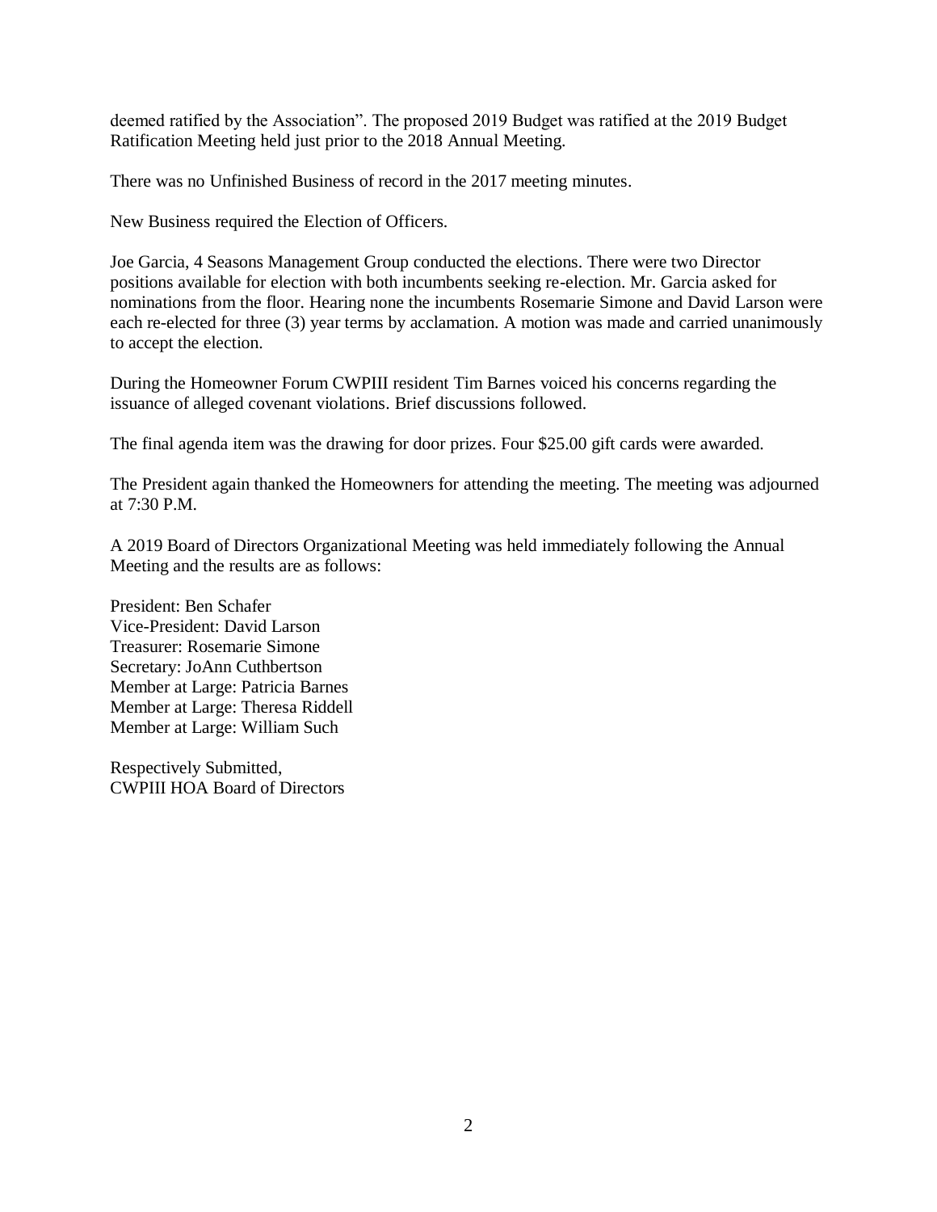deemed ratified by the Association". The proposed 2019 Budget was ratified at the 2019 Budget Ratification Meeting held just prior to the 2018 Annual Meeting.

There was no Unfinished Business of record in the 2017 meeting minutes.

New Business required the Election of Officers.

Joe Garcia, 4 Seasons Management Group conducted the elections. There were two Director positions available for election with both incumbents seeking re-election. Mr. Garcia asked for nominations from the floor. Hearing none the incumbents Rosemarie Simone and David Larson were each re-elected for three (3) year terms by acclamation. A motion was made and carried unanimously to accept the election.

During the Homeowner Forum CWPIII resident Tim Barnes voiced his concerns regarding the issuance of alleged covenant violations. Brief discussions followed.

The final agenda item was the drawing for door prizes. Four $25.00 gift cards were awarded.

The President again thanked the Homeowners for attending the meeting. The meeting was adjourned at 7:30 P.M.

A 2019 Board of Directors Organizational Meeting was held immediately following the Annual Meeting and the results are as follows:

President: Ben Schafer
Vice-President: David Larson
Treasurer: Rosemarie Simone
Secretary: JoAnn Cuthbertson
Member at Large: Patricia Barnes
Member at Large: Theresa Riddell
Member at Large: William Such

Respectively Submitted,
CWPIII HOA Board of Directors